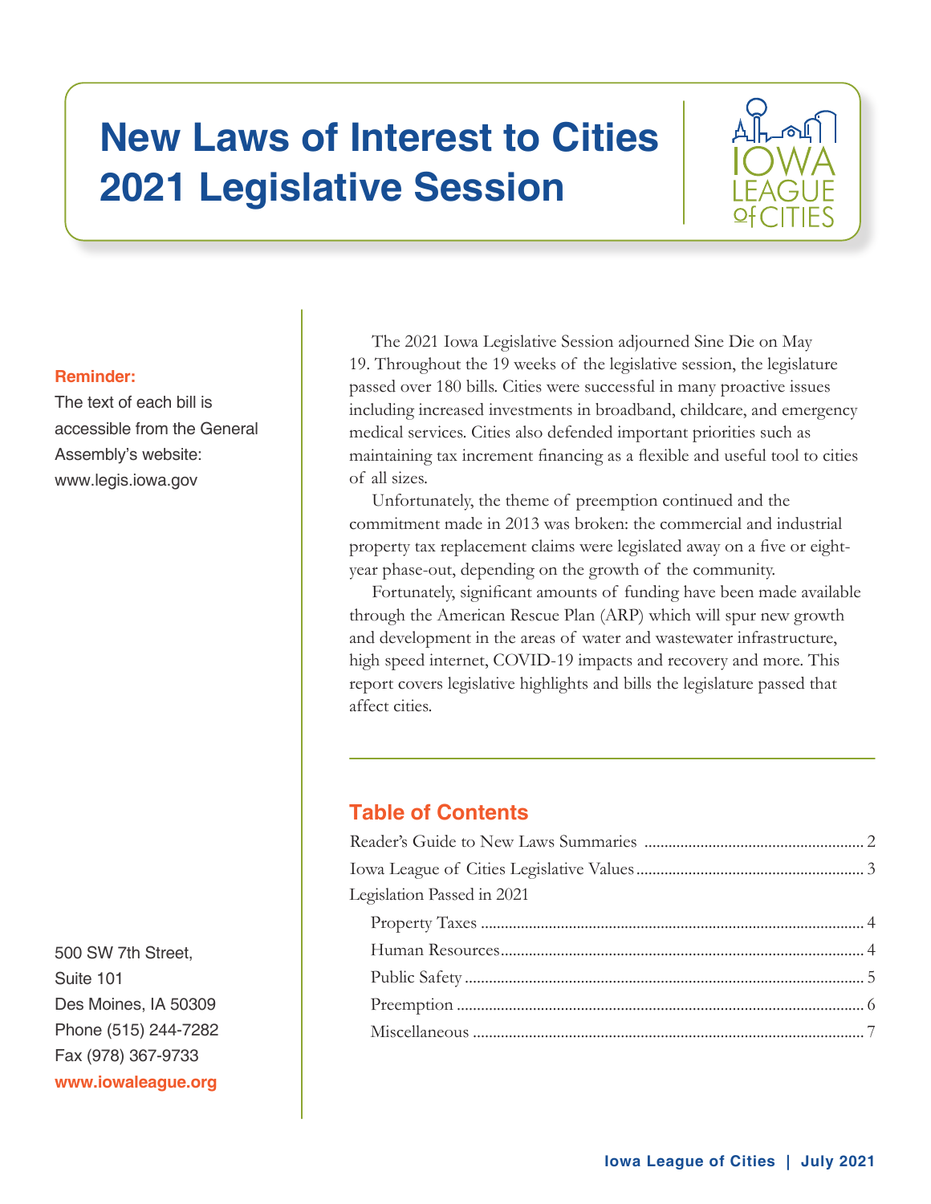# New Laws of Interest to Cities 2021 Legislative Session

**Reminder:**
The text of each bill is accessible from the General Assembly's website: www.legis.iowa.gov

The 2021 Iowa Legislative Session adjourned Sine Die on May 19. Throughout the 19 weeks of the legislative session, the legislature passed over 180 bills. Cities were successful in many proactive issues including increased investments in broadband, childcare, and emergency medical services. Cities also defended important priorities such as maintaining tax increment financing as a flexible and useful tool to cities of all sizes.

Unfortunately, the theme of preemption continued and the commitment made in 2013 was broken: the commercial and industrial property tax replacement claims were legislated away on a five or eight-year phase-out, depending on the growth of the community.

Fortunately, significant amounts of funding have been made available through the American Rescue Plan (ARP) which will spur new growth and development in the areas of water and wastewater infrastructure, high speed internet, COVID-19 impacts and recovery and more. This report covers legislative highlights and bills the legislature passed that affect cities.

## Table of Contents

- Reader's Guide to New Laws Summaries ... 2
- Iowa League of Cities Legislative Values ... 3
- Legislation Passed in 2021
  - Property Taxes ... 4
  - Human Resources ... 4
  - Public Safety ... 5
  - Preemption ... 6
  - Miscellaneous ... 7

500 SW 7th Street,
Suite 101
Des Moines, IA 50309
Phone (515) 244-7282
Fax (978) 367-9733
**www.iowaleague.org**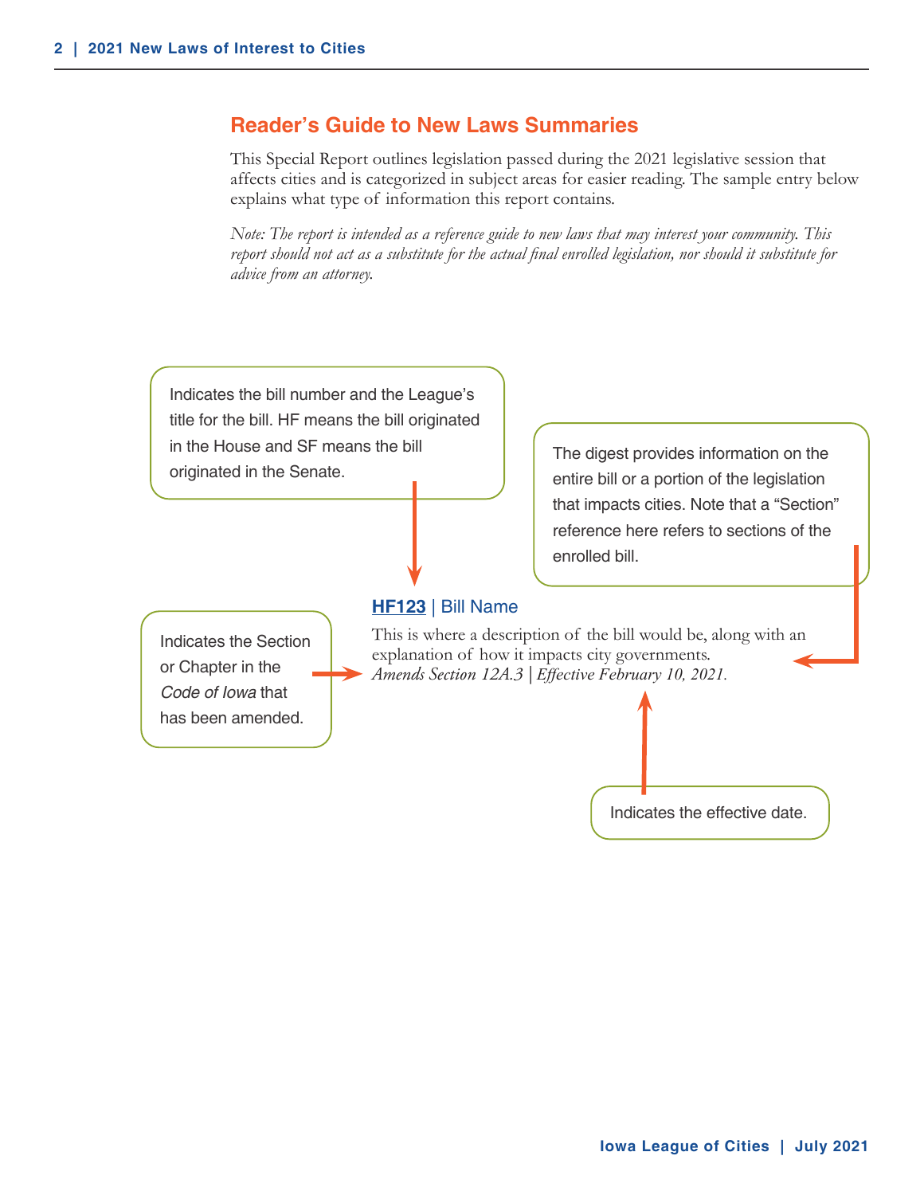## Reader's Guide to New Laws Summaries

This Special Report outlines legislation passed during the 2021 legislative session that affects cities and is categorized in subject areas for easier reading. The sample entry below explains what type of information this report contains.

*Note: The report is intended as a reference guide to new laws that may interest your community. This report should not act as a substitute for the actual final enrolled legislation, nor should it substitute for advice from an attorney.*

Indicates the bill number and the League's title for the bill. HF means the bill originated in the House and SF means the bill originated in the Senate.

The digest provides information on the entire bill or a portion of the legislation that impacts cities. Note that a "Section" reference here refers to sections of the enrolled bill.

Indicates the Section or Chapter in the *Code of Iowa* that has been amended.

**HF123** | Bill Name

This is where a description of the bill would be, along with an explanation of how it impacts city governments.
*Amends Section 12A.3 | Effective February 10, 2021.*

Indicates the effective date.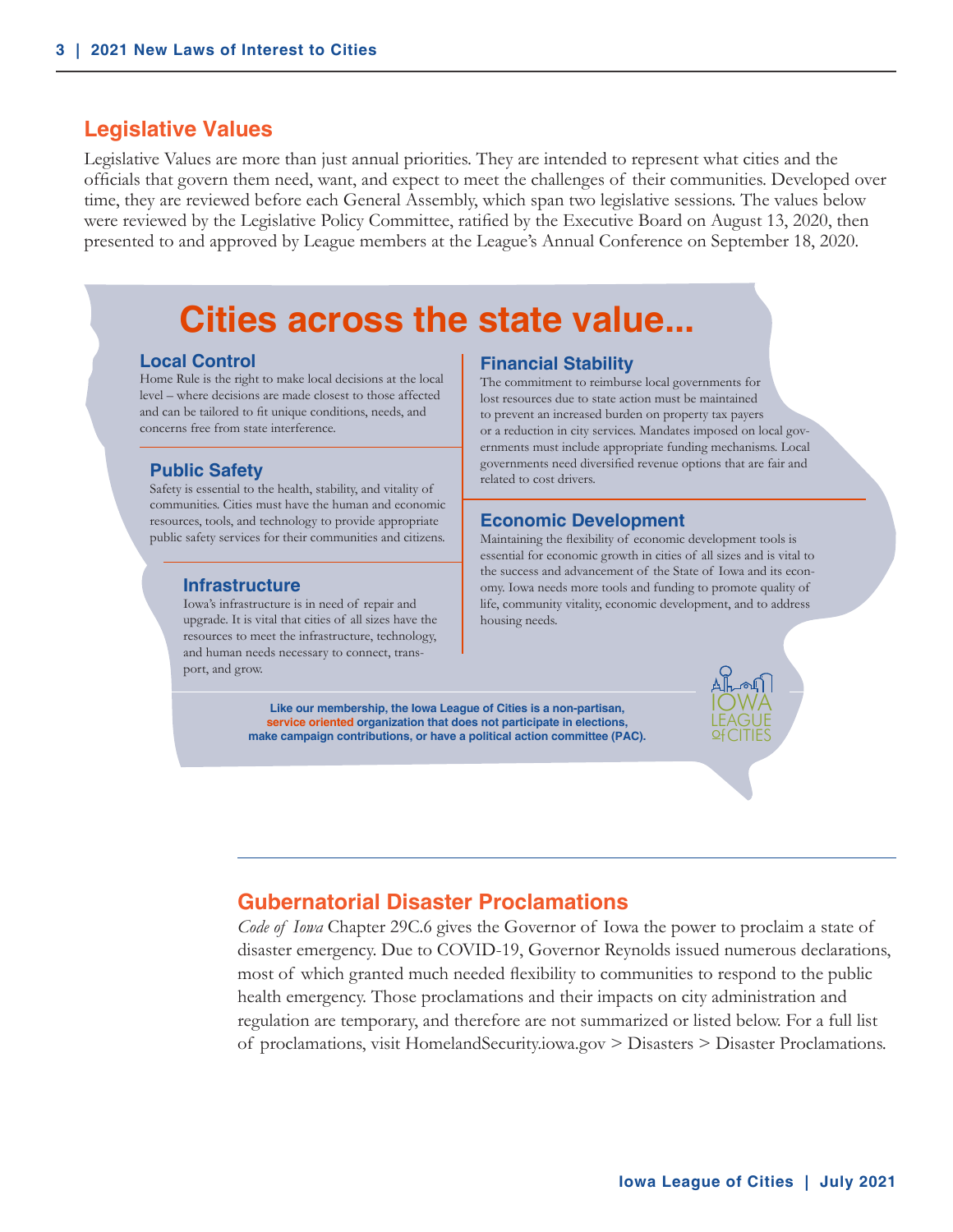## Legislative Values

Legislative Values are more than just annual priorities. They are intended to represent what cities and the officials that govern them need, want, and expect to meet the challenges of their communities. Developed over time, they are reviewed before each General Assembly, which span two legislative sessions. The values below were reviewed by the Legislative Policy Committee, ratified by the Executive Board on August 13, 2020, then presented to and approved by League members at the League's Annual Conference on September 18, 2020.

# Cities across the state value...

### Local Control

Home Rule is the right to make local decisions at the local level – where decisions are made closest to those affected and can be tailored to fit unique conditions, needs, and concerns free from state interference.

### Public Safety

Safety is essential to the health, stability, and vitality of communities. Cities must have the human and economic resources, tools, and technology to provide appropriate public safety services for their communities and citizens.

### Infrastructure

Iowa's infrastructure is in need of repair and upgrade. It is vital that cities of all sizes have the resources to meet the infrastructure, technology, and human needs necessary to connect, transport, and grow.

### Financial Stability

The commitment to reimburse local governments for lost resources due to state action must be maintained to prevent an increased burden on property tax payers or a reduction in city services. Mandates imposed on local governments must include appropriate funding mechanisms. Local governments need diversified revenue options that are fair and related to cost drivers.

### Economic Development

Maintaining the flexibility of economic development tools is essential for economic growth in cities of all sizes and is vital to the success and advancement of the State of Iowa and its economy. Iowa needs more tools and funding to promote quality of life, community vitality, economic development, and to address housing needs.

**Like our membership, the Iowa League of Cities is a non-partisan, service oriented organization that does not participate in elections, make campaign contributions, or have a political action committee (PAC).**

IOWA LEAGUE of CITIES

## Gubernatorial Disaster Proclamations

*Code of Iowa* Chapter 29C.6 gives the Governor of Iowa the power to proclaim a state of disaster emergency. Due to COVID-19, Governor Reynolds issued numerous declarations, most of which granted much needed flexibility to communities to respond to the public health emergency. Those proclamations and their impacts on city administration and regulation are temporary, and therefore are not summarized or listed below. For a full list of proclamations, visit HomelandSecurity.iowa.gov > Disasters > Disaster Proclamations.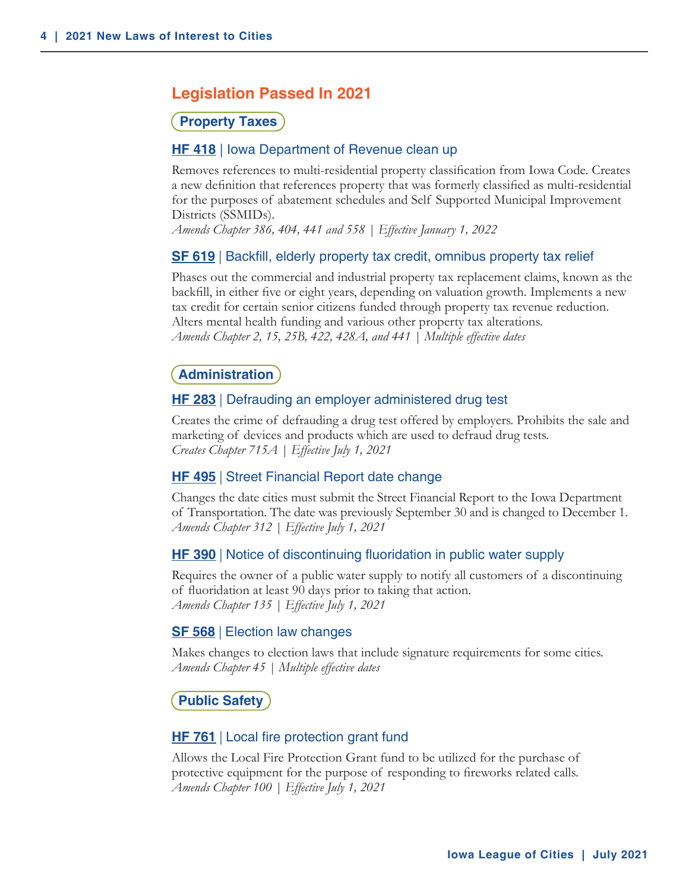## Legislation Passed In 2021

### Property Taxes

#### HF 418 | Iowa Department of Revenue clean up

Removes references to multi-residential property classification from Iowa Code. Creates a new definition that references property that was formerly classified as multi-residential for the purposes of abatement schedules and Self Supported Municipal Improvement Districts (SSMIDs).
*Amends Chapter 386, 404, 441 and 558 | Effective January 1, 2022*

#### SF 619 | Backfill, elderly property tax credit, omnibus property tax relief

Phases out the commercial and industrial property tax replacement claims, known as the backfill, in either five or eight years, depending on valuation growth. Implements a new tax credit for certain senior citizens funded through property tax revenue reduction. Alters mental health funding and various other property tax alterations.
*Amends Chapter 2, 15, 25B, 422, 428A, and 441 | Multiple effective dates*

### Administration

#### HF 283 | Defrauding an employer administered drug test

Creates the crime of defrauding a drug test offered by employers. Prohibits the sale and marketing of devices and products which are used to defraud drug tests.
*Creates Chapter 715A | Effective July 1, 2021*

#### HF 495 | Street Financial Report date change

Changes the date cities must submit the Street Financial Report to the Iowa Department of Transportation. The date was previously September 30 and is changed to December 1.
*Amends Chapter 312 | Effective July 1, 2021*

#### HF 390 | Notice of discontinuing fluoridation in public water supply

Requires the owner of a public water supply to notify all customers of a discontinuing of fluoridation at least 90 days prior to taking that action.
*Amends Chapter 135 | Effective July 1, 2021*

#### SF 568 | Election law changes

Makes changes to election laws that include signature requirements for some cities.
*Amends Chapter 45 | Multiple effective dates*

### Public Safety

#### HF 761 | Local fire protection grant fund

Allows the Local Fire Protection Grant fund to be utilized for the purchase of protective equipment for the purpose of responding to fireworks related calls.
*Amends Chapter 100 | Effective July 1, 2021*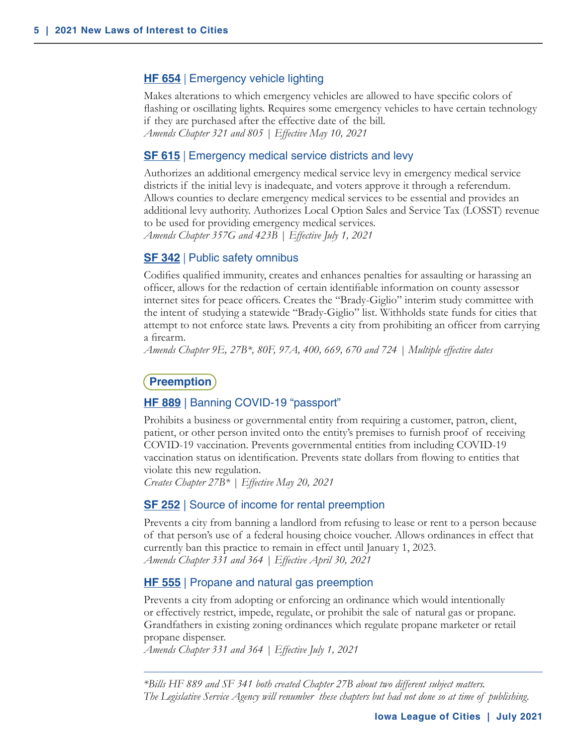### **HF 654** | Emergency vehicle lighting

Makes alterations to which emergency vehicles are allowed to have specific colors of flashing or oscillating lights. Requires some emergency vehicles to have certain technology if they are purchased after the effective date of the bill.
*Amends Chapter 321 and 805 | Effective May 10, 2021*

### **SF 615** | Emergency medical service districts and levy

Authorizes an additional emergency medical service levy in emergency medical service districts if the initial levy is inadequate, and voters approve it through a referendum. Allows counties to declare emergency medical services to be essential and provides an additional levy authority. Authorizes Local Option Sales and Service Tax (LOSST) revenue to be used for providing emergency medical services.
*Amends Chapter 357G and 423B | Effective July 1, 2021*

### **SF 342** | Public safety omnibus

Codifies qualified immunity, creates and enhances penalties for assaulting or harassing an officer, allows for the redaction of certain identifiable information on county assessor internet sites for peace officers. Creates the "Brady-Giglio" interim study committee with the intent of studying a statewide "Brady-Giglio" list. Withholds state funds for cities that attempt to not enforce state laws. Prevents a city from prohibiting an officer from carrying a firearm.
*Amends Chapter 9E, 27B*, 80F, 97A, 400, 669, 670 and 724 | Multiple effective dates*

## Preemption

### **HF 889** | Banning COVID-19 "passport"

Prohibits a business or governmental entity from requiring a customer, patron, client, patient, or other person invited onto the entity's premises to furnish proof of receiving COVID-19 vaccination. Prevents governmental entities from including COVID-19 vaccination status on identification. Prevents state dollars from flowing to entities that violate this new regulation.
*Creates Chapter 27B* | Effective May 20, 2021*

### **SF 252** | Source of income for rental preemption

Prevents a city from banning a landlord from refusing to lease or rent to a person because of that person's use of a federal housing choice voucher. Allows ordinances in effect that currently ban this practice to remain in effect until January 1, 2023.
*Amends Chapter 331 and 364 | Effective April 30, 2021*

### **HF 555** | Propane and natural gas preemption

Prevents a city from adopting or enforcing an ordinance which would intentionally or effectively restrict, impede, regulate, or prohibit the sale of natural gas or propane. Grandfathers in existing zoning ordinances which regulate propane marketer or retail propane dispenser.
*Amends Chapter 331 and 364 | Effective July 1, 2021*

---

*\*Bills HF 889 and SF 341 both created Chapter 27B about two different subject matters. The Legislative Service Agency will renumber these chapters but had not done so at time of publishing.*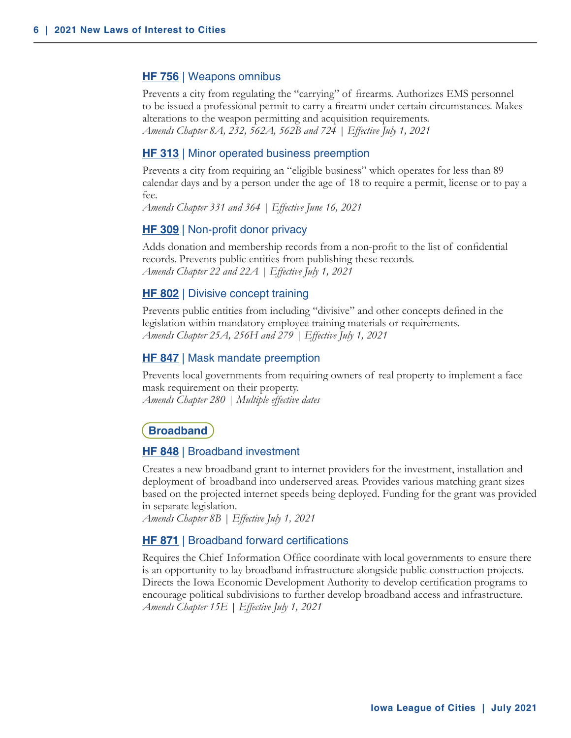### HF 756 | Weapons omnibus

Prevents a city from regulating the "carrying" of firearms. Authorizes EMS personnel to be issued a professional permit to carry a firearm under certain circumstances. Makes alterations to the weapon permitting and acquisition requirements.
*Amends Chapter 8A, 232, 562A, 562B and 724 | Effective July 1, 2021*

### HF 313 | Minor operated business preemption

Prevents a city from requiring an "eligible business" which operates for less than 89 calendar days and by a person under the age of 18 to require a permit, license or to pay a fee.
*Amends Chapter 331 and 364 | Effective June 16, 2021*

### HF 309 | Non-profit donor privacy

Adds donation and membership records from a non-profit to the list of confidential records. Prevents public entities from publishing these records.
*Amends Chapter 22 and 22A | Effective July 1, 2021*

### HF 802 | Divisive concept training

Prevents public entities from including "divisive" and other concepts defined in the legislation within mandatory employee training materials or requirements.
*Amends Chapter 25A, 256H and 279 | Effective July 1, 2021*

### HF 847 | Mask mandate preemption

Prevents local governments from requiring owners of real property to implement a face mask requirement on their property.
*Amends Chapter 280 | Multiple effective dates*

## Broadband

### HF 848 | Broadband investment

Creates a new broadband grant to internet providers for the investment, installation and deployment of broadband into underserved areas. Provides various matching grant sizes based on the projected internet speeds being deployed. Funding for the grant was provided in separate legislation.
*Amends Chapter 8B | Effective July 1, 2021*

### HF 871 | Broadband forward certifications

Requires the Chief Information Office coordinate with local governments to ensure there is an opportunity to lay broadband infrastructure alongside public construction projects. Directs the Iowa Economic Development Authority to develop certification programs to encourage political subdivisions to further develop broadband access and infrastructure.
*Amends Chapter 15E | Effective July 1, 2021*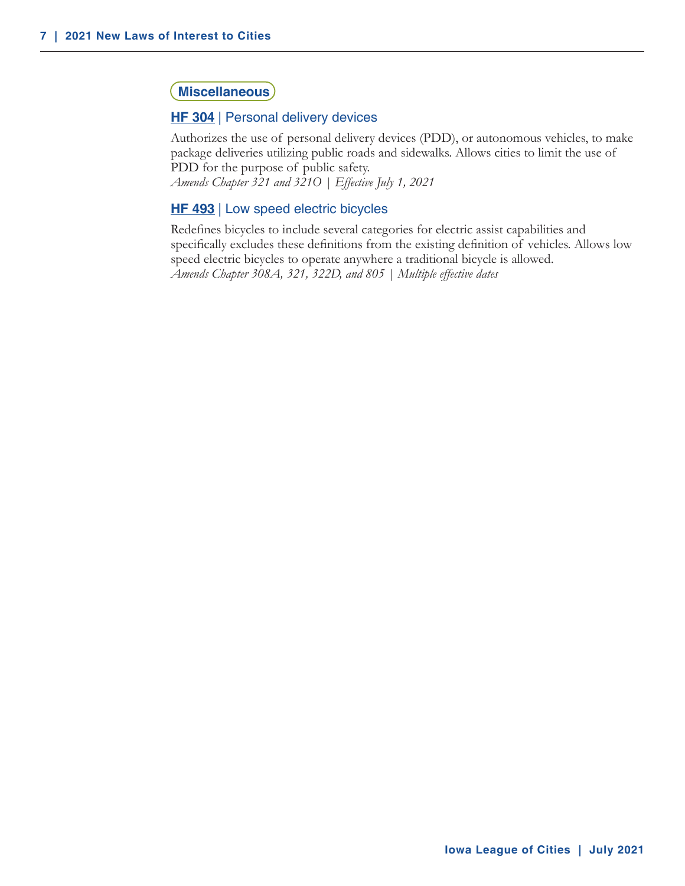## Miscellaneous

### **HF 304** | Personal delivery devices

Authorizes the use of personal delivery devices (PDD), or autonomous vehicles, to make package deliveries utilizing public roads and sidewalks. Allows cities to limit the use of PDD for the purpose of public safety.
*Amends Chapter 321 and 321O | Effective July 1, 2021*

### **HF 493** | Low speed electric bicycles

Redefines bicycles to include several categories for electric assist capabilities and specifically excludes these definitions from the existing definition of vehicles. Allows low speed electric bicycles to operate anywhere a traditional bicycle is allowed.
*Amends Chapter 308A, 321, 322D, and 805 | Multiple effective dates*